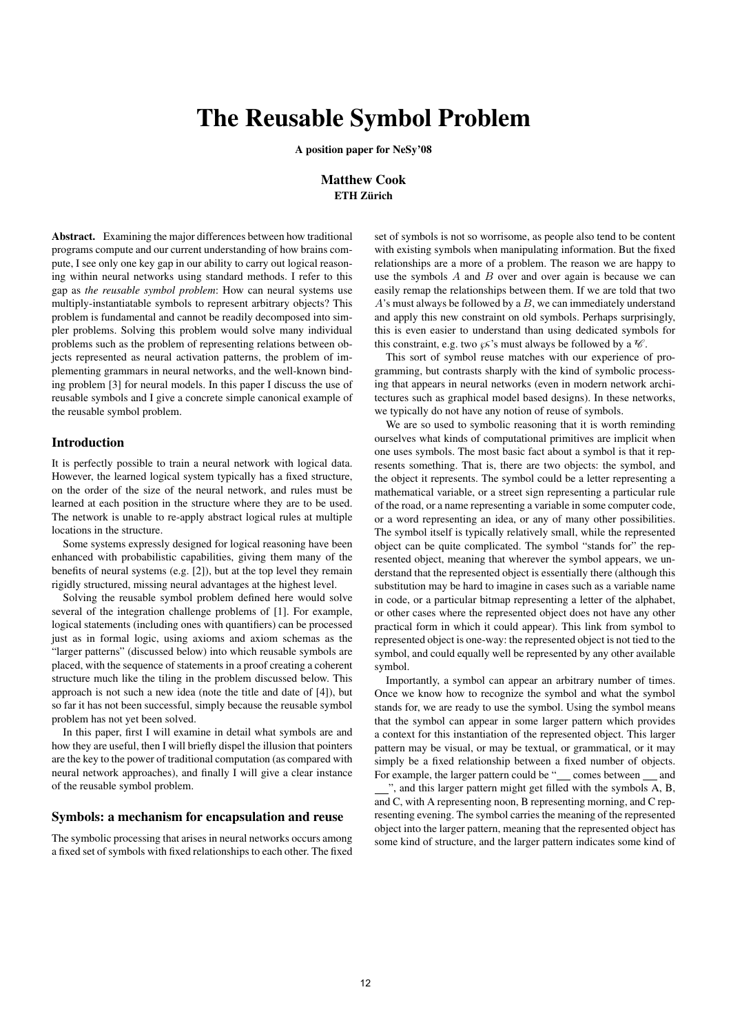# The Reusable Symbol Problem

**A position paper for NeSy'08**

**Matthew Cook**
**ETH Zürich**

**Abstract.** Examining the major differences between how traditional programs compute and our current understanding of how brains compute, I see only one key gap in our ability to carry out logical reasoning within neural networks using standard methods. I refer to this gap as *the reusable symbol problem*: How can neural systems use multiply-instantiatable symbols to represent arbitrary objects? This problem is fundamental and cannot be readily decomposed into simpler problems. Solving this problem would solve many individual problems such as the problem of representing relations between objects represented as neural activation patterns, the problem of implementing grammars in neural networks, and the well-known binding problem [3] for neural models. In this paper I discuss the use of reusable symbols and I give a concrete simple canonical example of the reusable symbol problem.

## Introduction

It is perfectly possible to train a neural network with logical data. However, the learned logical system typically has a fixed structure, on the order of the size of the neural network, and rules must be learned at each position in the structure where they are to be used. The network is unable to re-apply abstract logical rules at multiple locations in the structure.

Some systems expressly designed for logical reasoning have been enhanced with probabilistic capabilities, giving them many of the benefits of neural systems (e.g. [2]), but at the top level they remain rigidly structured, missing neural advantages at the highest level.

Solving the reusable symbol problem defined here would solve several of the integration challenge problems of [1]. For example, logical statements (including ones with quantifiers) can be processed just as in formal logic, using axioms and axiom schemas as the "larger patterns" (discussed below) into which reusable symbols are placed, with the sequence of statements in a proof creating a coherent structure much like the tiling in the problem discussed below. This approach is not such a new idea (note the title and date of [4]), but so far it has not been successful, simply because the reusable symbol problem has not yet been solved.

In this paper, first I will examine in detail what symbols are and how they are useful, then I will briefly dispel the illusion that pointers are the key to the power of traditional computation (as compared with neural network approaches), and finally I will give a clear instance of the reusable symbol problem.

## Symbols: a mechanism for encapsulation and reuse

The symbolic processing that arises in neural networks occurs among a fixed set of symbols with fixed relationships to each other. The fixed set of symbols is not so worrisome, as people also tend to be content with existing symbols when manipulating information. But the fixed relationships are a more of a problem. The reason we are happy to use the symbols $A$ and $B$ over and over again is because we can easily remap the relationships between them. If we are told that two $A$'s must always be followed by a $B$, we can immediately understand and apply this new constraint on old symbols. Perhaps surprisingly, this is even easier to understand than using dedicated symbols for this constraint, e.g. two $\wp$'s must always be followed by a $\mathscr{C}$.

This sort of symbol reuse matches with our experience of programming, but contrasts sharply with the kind of symbolic processing that appears in neural networks (even in modern network architectures such as graphical model based designs). In these networks, we typically do not have any notion of reuse of symbols.

We are so used to symbolic reasoning that it is worth reminding ourselves what kinds of computational primitives are implicit when one uses symbols. The most basic fact about a symbol is that it represents something. That is, there are two objects: the symbol, and the object it represents. The symbol could be a letter representing a mathematical variable, or a street sign representing a particular rule of the road, or a name representing a variable in some computer code, or a word representing an idea, or any of many other possibilities. The symbol itself is typically relatively small, while the represented object can be quite complicated. The symbol "stands for" the represented object, meaning that wherever the symbol appears, we understand that the represented object is essentially there (although this substitution may be hard to imagine in cases such as a variable name in code, or a particular bitmap representing a letter of the alphabet, or other cases where the represented object does not have any other practical form in which it could appear). This link from symbol to represented object is one-way: the represented object is not tied to the symbol, and could equally well be represented by any other available symbol.

Importantly, a symbol can appear an arbitrary number of times. Once we know how to recognize the symbol and what the symbol stands for, we are ready to use the symbol. Using the symbol means that the symbol can appear in some larger pattern which provides a context for this instantiation of the represented object. This larger pattern may be visual, or may be textual, or grammatical, or it may simply be a fixed relationship between a fixed number of objects. For example, the larger pattern could be "___ comes between ___ and ___", and this larger pattern might get filled with the symbols A, B, and C, with A representing noon, B representing morning, and C representing evening. The symbol carries the meaning of the represented object into the larger pattern, meaning that the represented object has some kind of structure, and the larger pattern indicates some kind of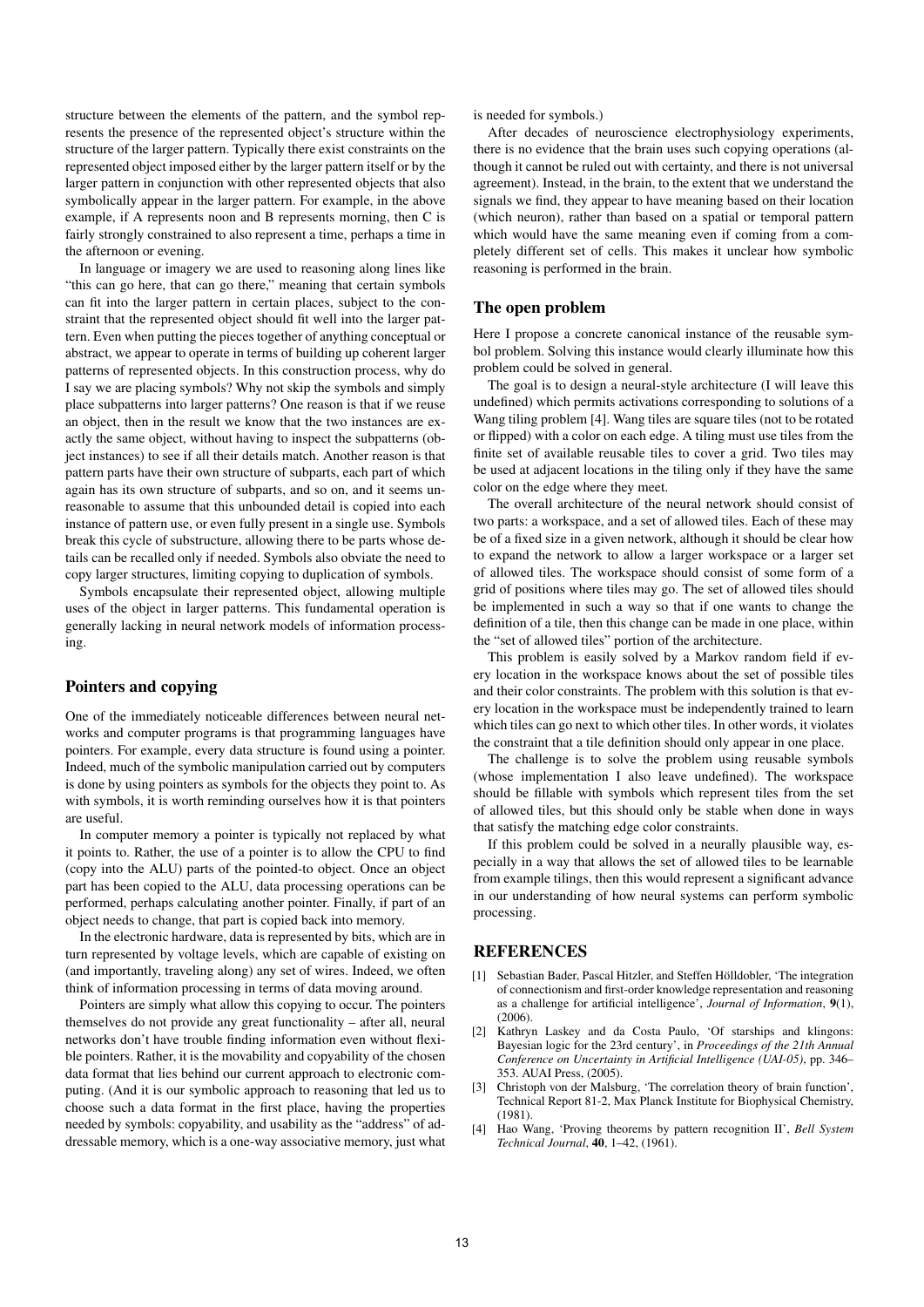structure between the elements of the pattern, and the symbol represents the presence of the represented object's structure within the structure of the larger pattern. Typically there exist constraints on the represented object imposed either by the larger pattern itself or by the larger pattern in conjunction with other represented objects that also symbolically appear in the larger pattern. For example, in the above example, if A represents noon and B represents morning, then C is fairly strongly constrained to also represent a time, perhaps a time in the afternoon or evening.

In language or imagery we are used to reasoning along lines like "this can go here, that can go there," meaning that certain symbols can fit into the larger pattern in certain places, subject to the constraint that the represented object should fit well into the larger pattern. Even when putting the pieces together of anything conceptual or abstract, we appear to operate in terms of building up coherent larger patterns of represented objects. In this construction process, why do I say we are placing symbols? Why not skip the symbols and simply place subpatterns into larger patterns? One reason is that if we reuse an object, then in the result we know that the two instances are exactly the same object, without having to inspect the subpatterns (object instances) to see if all their details match. Another reason is that pattern parts have their own structure of subparts, each part of which again has its own structure of subparts, and so on, and it seems unreasonable to assume that this unbounded detail is copied into each instance of pattern use, or even fully present in a single use. Symbols break this cycle of substructure, allowing there to be parts whose details can be recalled only if needed. Symbols also obviate the need to copy larger structures, limiting copying to duplication of symbols.

Symbols encapsulate their represented object, allowing multiple uses of the object in larger patterns. This fundamental operation is generally lacking in neural network models of information processing.

## Pointers and copying

One of the immediately noticeable differences between neural networks and computer programs is that programming languages have pointers. For example, every data structure is found using a pointer. Indeed, much of the symbolic manipulation carried out by computers is done by using pointers as symbols for the objects they point to. As with symbols, it is worth reminding ourselves how it is that pointers are useful.

In computer memory a pointer is typically not replaced by what it points to. Rather, the use of a pointer is to allow the CPU to find (copy into the ALU) parts of the pointed-to object. Once an object part has been copied to the ALU, data processing operations can be performed, perhaps calculating another pointer. Finally, if part of an object needs to change, that part is copied back into memory.

In the electronic hardware, data is represented by bits, which are in turn represented by voltage levels, which are capable of existing on (and importantly, traveling along) any set of wires. Indeed, we often think of information processing in terms of data moving around.

Pointers are simply what allow this copying to occur. The pointers themselves do not provide any great functionality – after all, neural networks don't have trouble finding information even without flexible pointers. Rather, it is the movability and copyability of the chosen data format that lies behind our current approach to electronic computing. (And it is our symbolic approach to reasoning that led us to choose such a data format in the first place, having the properties needed by symbols: copyability, and usability as the "address" of addressable memory, which is a one-way associative memory, just what is needed for symbols.)

After decades of neuroscience electrophysiology experiments, there is no evidence that the brain uses such copying operations (although it cannot be ruled out with certainty, and there is not universal agreement). Instead, in the brain, to the extent that we understand the signals we find, they appear to have meaning based on their location (which neuron), rather than based on a spatial or temporal pattern which would have the same meaning even if coming from a completely different set of cells. This makes it unclear how symbolic reasoning is performed in the brain.

## The open problem

Here I propose a concrete canonical instance of the reusable symbol problem. Solving this instance would clearly illuminate how this problem could be solved in general.

The goal is to design a neural-style architecture (I will leave this undefined) which permits activations corresponding to solutions of a Wang tiling problem [4]. Wang tiles are square tiles (not to be rotated or flipped) with a color on each edge. A tiling must use tiles from the finite set of available reusable tiles to cover a grid. Two tiles may be used at adjacent locations in the tiling only if they have the same color on the edge where they meet.

The overall architecture of the neural network should consist of two parts: a workspace, and a set of allowed tiles. Each of these may be of a fixed size in a given network, although it should be clear how to expand the network to allow a larger workspace or a larger set of allowed tiles. The workspace should consist of some form of a grid of positions where tiles may go. The set of allowed tiles should be implemented in such a way so that if one wants to change the definition of a tile, then this change can be made in one place, within the "set of allowed tiles" portion of the architecture.

This problem is easily solved by a Markov random field if every location in the workspace knows about the set of possible tiles and their color constraints. The problem with this solution is that every location in the workspace must be independently trained to learn which tiles can go next to which other tiles. In other words, it violates the constraint that a tile definition should only appear in one place.

The challenge is to solve the problem using reusable symbols (whose implementation I also leave undefined). The workspace should be fillable with symbols which represent tiles from the set of allowed tiles, but this should only be stable when done in ways that satisfy the matching edge color constraints.

If this problem could be solved in a neurally plausible way, especially in a way that allows the set of allowed tiles to be learnable from example tilings, then this would represent a significant advance in our understanding of how neural systems can perform symbolic processing.

## REFERENCES

[1] Sebastian Bader, Pascal Hitzler, and Steffen Hölldobler, 'The integration of connectionism and first-order knowledge representation and reasoning as a challenge for artificial intelligence', *Journal of Information*, **9**(1), (2006).

[2] Kathryn Laskey and da Costa Paulo, 'Of starships and klingons: Bayesian logic for the 23rd century', in *Proceedings of the 21th Annual Conference on Uncertainty in Artificial Intelligence (UAI-05)*, pp. 346–353. AUAI Press, (2005).

[3] Christoph von der Malsburg, 'The correlation theory of brain function', Technical Report 81-2, Max Planck Institute for Biophysical Chemistry, (1981).

[4] Hao Wang, 'Proving theorems by pattern recognition II', *Bell System Technical Journal*, **40**, 1–42, (1961).